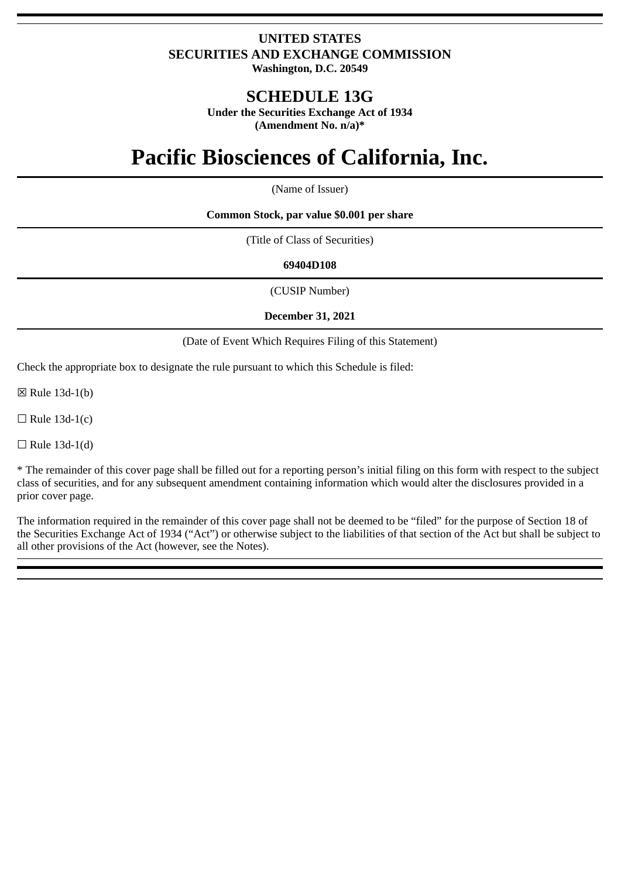**UNITED STATES**
**SECURITIES AND EXCHANGE COMMISSION**
**Washington, D.C. 20549**

# SCHEDULE 13G

**Under the Securities Exchange Act of 1934**
**(Amendment No. n/a)***

# Pacific Biosciences of California, Inc.

(Name of Issuer)

**Common Stock, par value $0.001 per share**

(Title of Class of Securities)

**69404D108**

(CUSIP Number)

**December 31, 2021**

(Date of Event Which Requires Filing of this Statement)

Check the appropriate box to designate the rule pursuant to which this Schedule is filed:

☒ Rule 13d-1(b)

☐ Rule 13d-1(c)

☐ Rule 13d-1(d)

* The remainder of this cover page shall be filled out for a reporting person's initial filing on this form with respect to the subject class of securities, and for any subsequent amendment containing information which would alter the disclosures provided in a prior cover page.

The information required in the remainder of this cover page shall not be deemed to be "filed" for the purpose of Section 18 of the Securities Exchange Act of 1934 ("Act") or otherwise subject to the liabilities of that section of the Act but shall be subject to all other provisions of the Act (however, see the Notes).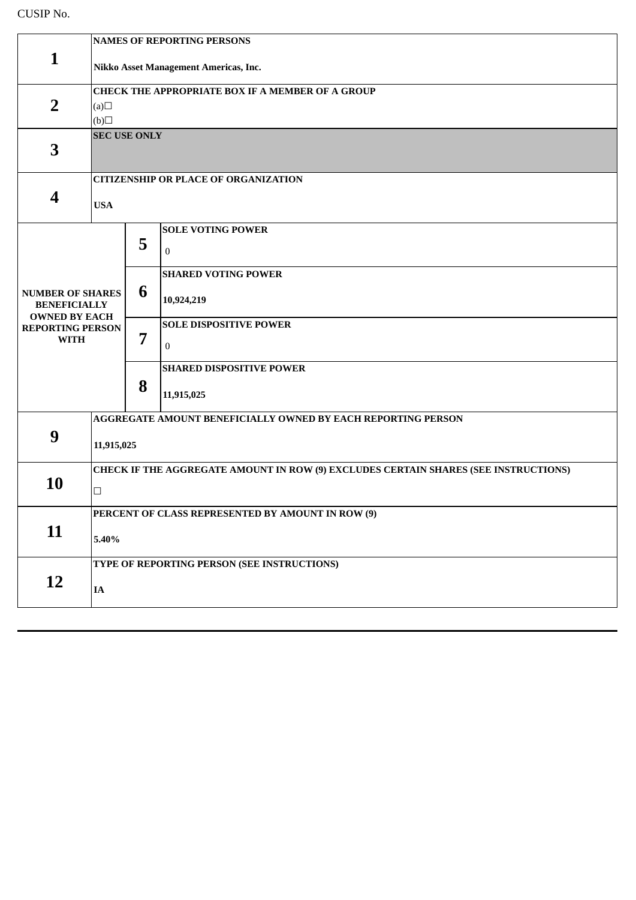CUSIP No.

| | | | |
|---|---|---|---|
| **1** | **NAMES OF REPORTING PERSONS**<br><br>**Nikko Asset Management Americas, Inc.** | | |
| **2** | **CHECK THE APPROPRIATE BOX IF A MEMBER OF A GROUP**<br>(a)☐<br>(b)☐ | | |
| **3** | **SEC USE ONLY** | | |
| **4** | **CITIZENSHIP OR PLACE OF ORGANIZATION**<br><br>**USA** | | |
| **NUMBER OF SHARES BENEFICIALLY OWNED BY EACH REPORTING PERSON WITH** | **5** | **SOLE VOTING POWER**<br><br>0 | |
| | **6** | **SHARED VOTING POWER**<br><br>**10,924,219** | |
| | **7** | **SOLE DISPOSITIVE POWER**<br><br>0 | |
| | **8** | **SHARED DISPOSITIVE POWER**<br><br>**11,915,025** | |
| **9** | **AGGREGATE AMOUNT BENEFICIALLY OWNED BY EACH REPORTING PERSON**<br><br>**11,915,025** | | |
| **10** | **CHECK IF THE AGGREGATE AMOUNT IN ROW (9) EXCLUDES CERTAIN SHARES (SEE INSTRUCTIONS)**<br><br>☐ | | |
| **11** | **PERCENT OF CLASS REPRESENTED BY AMOUNT IN ROW (9)**<br><br>**5.40%** | | |
| **12** | **TYPE OF REPORTING PERSON (SEE INSTRUCTIONS)**<br><br>**IA** | | |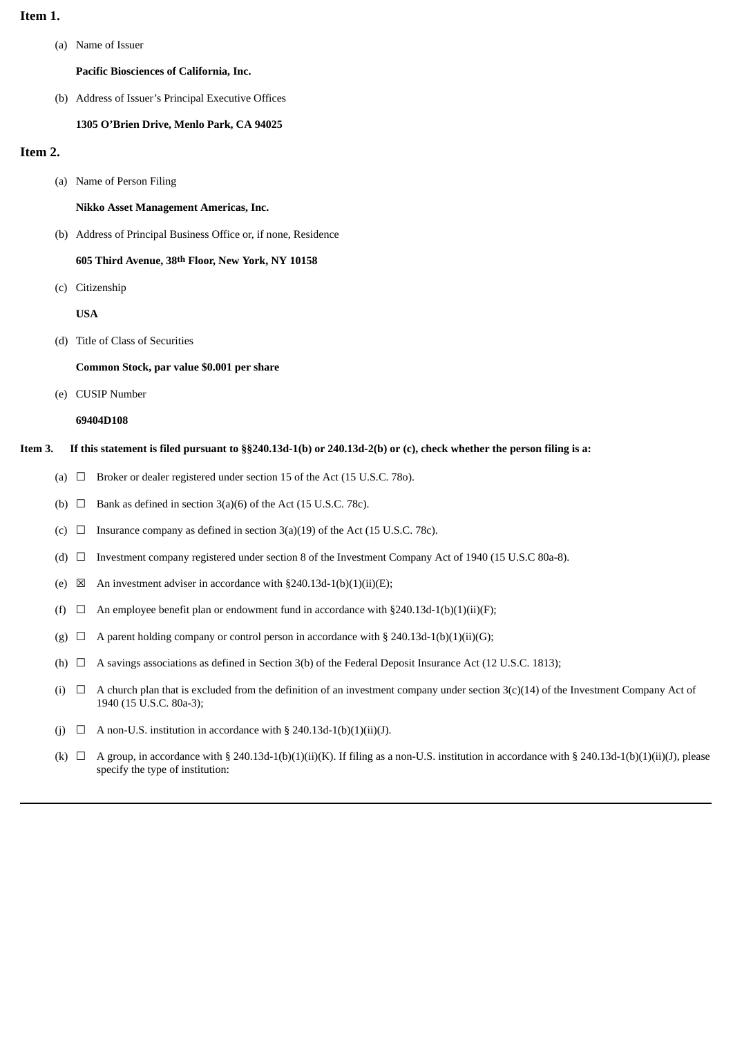**Item 1.**

(a) Name of Issuer

**Pacific Biosciences of California, Inc.**

(b) Address of Issuer's Principal Executive Offices

**1305 O'Brien Drive, Menlo Park, CA 94025**

**Item 2.**

(a) Name of Person Filing

**Nikko Asset Management Americas, Inc.**

(b) Address of Principal Business Office or, if none, Residence

**605 Third Avenue, 38th Floor, New York, NY 10158**

(c) Citizenship

**USA**

(d) Title of Class of Securities

**Common Stock, par value $0.001 per share**

(e) CUSIP Number

**69404D108**

**Item 3. If this statement is filed pursuant to §§240.13d-1(b) or 240.13d-2(b) or (c), check whether the person filing is a:**

(a) ☐ Broker or dealer registered under section 15 of the Act (15 U.S.C. 78o).

(b) ☐ Bank as defined in section 3(a)(6) of the Act (15 U.S.C. 78c).

(c) ☐ Insurance company as defined in section 3(a)(19) of the Act (15 U.S.C. 78c).

(d) ☐ Investment company registered under section 8 of the Investment Company Act of 1940 (15 U.S.C 80a-8).

(e) ☒ An investment adviser in accordance with §240.13d-1(b)(1)(ii)(E);

(f) ☐ An employee benefit plan or endowment fund in accordance with §240.13d-1(b)(1)(ii)(F);

(g) ☐ A parent holding company or control person in accordance with § 240.13d-1(b)(1)(ii)(G);

(h) ☐ A savings associations as defined in Section 3(b) of the Federal Deposit Insurance Act (12 U.S.C. 1813);

(i) ☐ A church plan that is excluded from the definition of an investment company under section 3(c)(14) of the Investment Company Act of 1940 (15 U.S.C. 80a-3);

(j) ☐ A non-U.S. institution in accordance with § 240.13d-1(b)(1)(ii)(J).

(k) ☐ A group, in accordance with § 240.13d-1(b)(1)(ii)(K). If filing as a non-U.S. institution in accordance with § 240.13d-1(b)(1)(ii)(J), please specify the type of institution: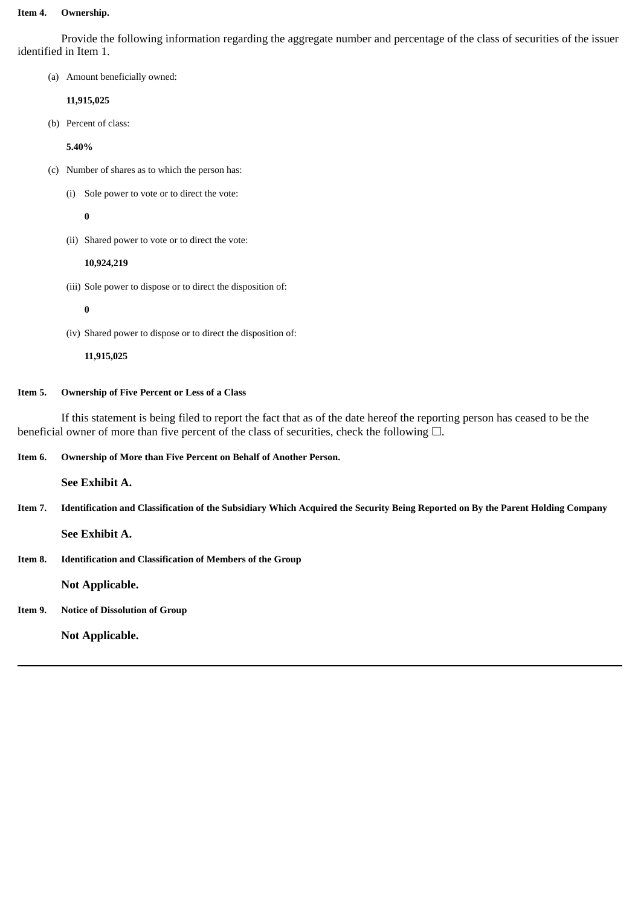**Item 4. Ownership.**

Provide the following information regarding the aggregate number and percentage of the class of securities of the issuer identified in Item 1.

(a) Amount beneficially owned:

**11,915,025**

(b) Percent of class:

**5.40%**

(c) Number of shares as to which the person has:

(i) Sole power to vote or to direct the vote:

**0**

(ii) Shared power to vote or to direct the vote:

**10,924,219**

(iii) Sole power to dispose or to direct the disposition of:

**0**

(iv) Shared power to dispose or to direct the disposition of:

**11,915,025**

**Item 5. Ownership of Five Percent or Less of a Class**

If this statement is being filed to report the fact that as of the date hereof the reporting person has ceased to be the beneficial owner of more than five percent of the class of securities, check the following ☐.

**Item 6. Ownership of More than Five Percent on Behalf of Another Person.**

**See Exhibit A.**

**Item 7. Identification and Classification of the Subsidiary Which Acquired the Security Being Reported on By the Parent Holding Company**

**See Exhibit A.**

**Item 8. Identification and Classification of Members of the Group**

**Not Applicable.**

**Item 9. Notice of Dissolution of Group**

**Not Applicable.**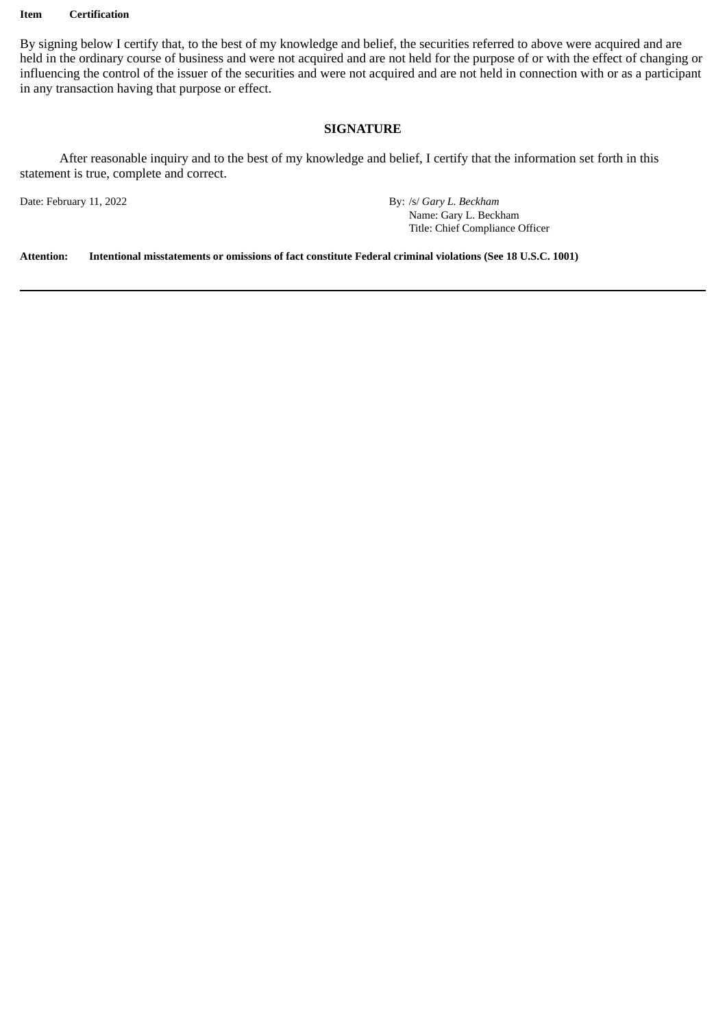**Item Certification**

By signing below I certify that, to the best of my knowledge and belief, the securities referred to above were acquired and are held in the ordinary course of business and were not acquired and are not held for the purpose of or with the effect of changing or influencing the control of the issuer of the securities and were not acquired and are not held in connection with or as a participant in any transaction having that purpose or effect.

**SIGNATURE**

After reasonable inquiry and to the best of my knowledge and belief, I certify that the information set forth in this statement is true, complete and correct.

Date: February 11, 2022

By: /s/ *Gary L. Beckham*
Name: Gary L. Beckham
Title: Chief Compliance Officer

**Attention: Intentional misstatements or omissions of fact constitute Federal criminal violations (See 18 U.S.C. 1001)**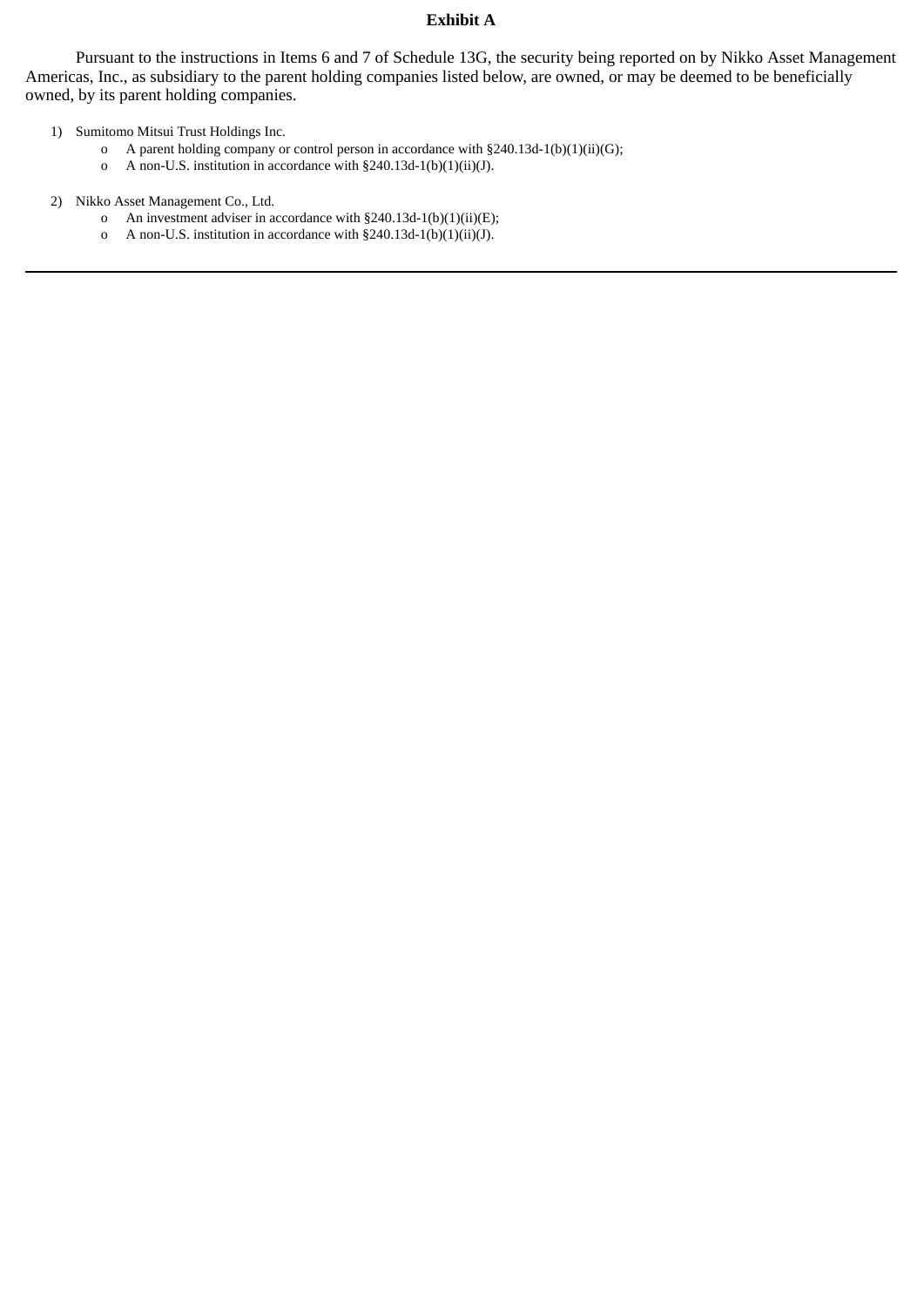**Exhibit A**

Pursuant to the instructions in Items 6 and 7 of Schedule 13G, the security being reported on by Nikko Asset Management Americas, Inc., as subsidiary to the parent holding companies listed below, are owned, or may be deemed to be beneficially owned, by its parent holding companies.

1) Sumitomo Mitsui Trust Holdings Inc.
   - A parent holding company or control person in accordance with §240.13d-1(b)(1)(ii)(G);
   - A non-U.S. institution in accordance with §240.13d-1(b)(1)(ii)(J).

2) Nikko Asset Management Co., Ltd.
   - An investment adviser in accordance with §240.13d-1(b)(1)(ii)(E);
   - A non-U.S. institution in accordance with §240.13d-1(b)(1)(ii)(J).